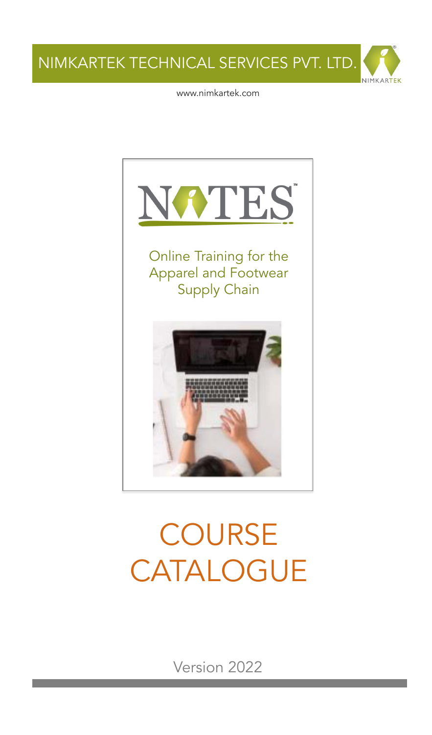NIMKARTEK TECHNICAL SERVICES PVT. LTD.

www.nimkartek.com

# NOTES™

Online Training for the Apparel and Footwear Supply Chain

# COURSE CATALOGUE

Version 2022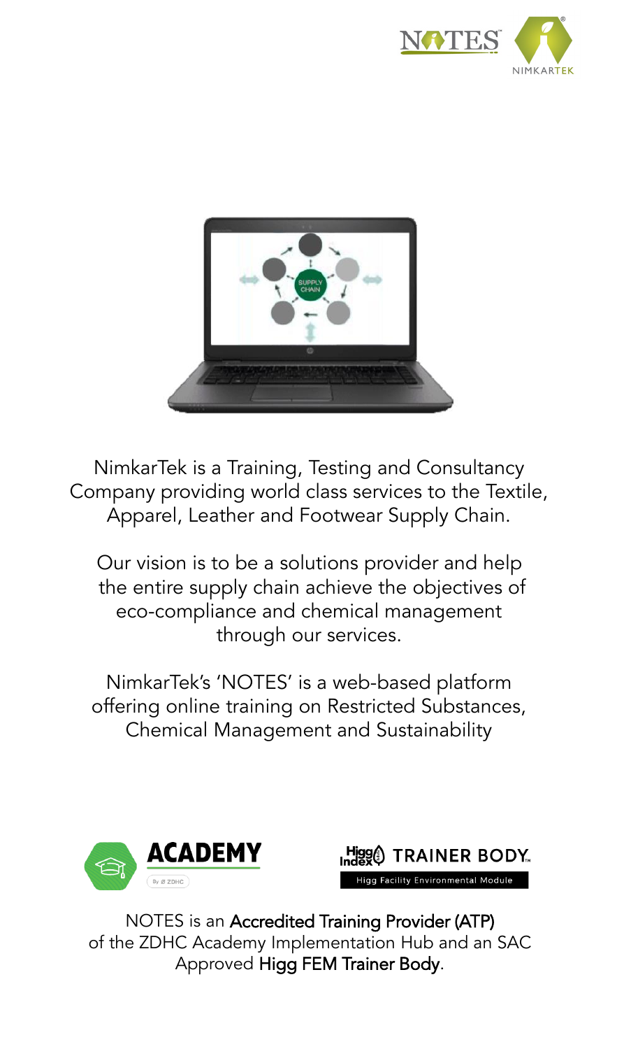NimkarTek is a Training, Testing and Consultancy Company providing world class services to the Textile, Apparel, Leather and Footwear Supply Chain.

Our vision is to be a solutions provider and help the entire supply chain achieve the objectives of eco-compliance and chemical management through our services.

NimkarTek's 'NOTES' is a web-based platform offering online training on Restricted Substances, Chemical Management and Sustainability

NOTES is an Accredited Training Provider (ATP) of the ZDHC Academy Implementation Hub and an SAC Approved Higg FEM Trainer Body.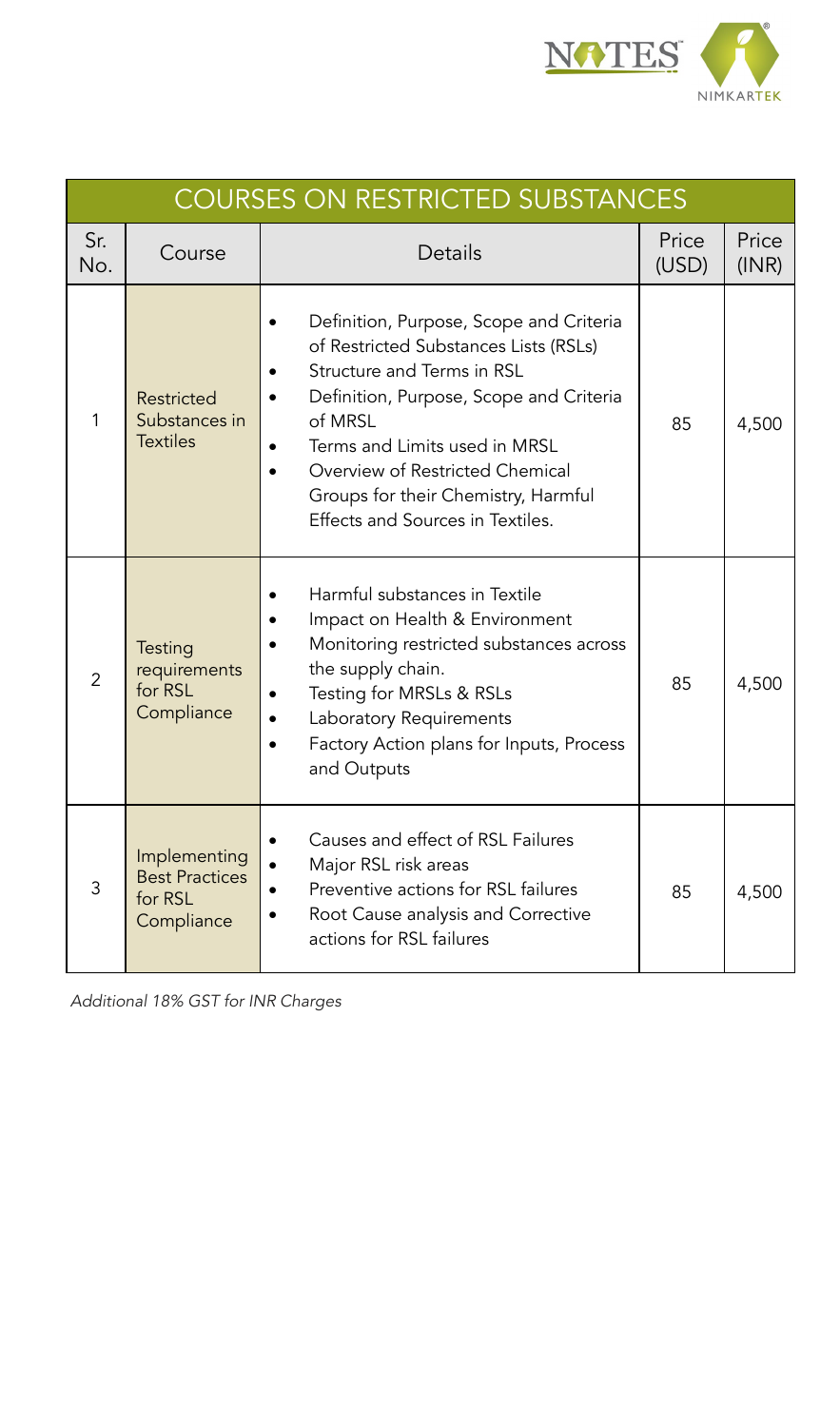| COURSES ON RESTRICTED SUBSTANCES | | | | |
|---|---|---|---|---|
| Sr. No. | Course | Details | Price (USD) | Price (INR) |
| 1 | Restricted Substances in Textiles | • Definition, Purpose, Scope and Criteria of Restricted Substances Lists (RSLs)<br>• Structure and Terms in RSL<br>• Definition, Purpose, Scope and Criteria of MRSL<br>• Terms and Limits used in MRSL<br>• Overview of Restricted Chemical Groups for their Chemistry, Harmful Effects and Sources in Textiles. | 85 | 4,500 |
| 2 | Testing requirements for RSL Compliance | • Harmful substances in Textile<br>• Impact on Health & Environment<br>• Monitoring restricted substances across the supply chain.<br>• Testing for MRSLs & RSLs<br>• Laboratory Requirements<br>• Factory Action plans for Inputs, Process and Outputs | 85 | 4,500 |
| 3 | Implementing Best Practices for RSL Compliance | • Causes and effect of RSL Failures<br>• Major RSL risk areas<br>• Preventive actions for RSL failures<br>• Root Cause analysis and Corrective actions for RSL failures | 85 | 4,500 |

*Additional 18% GST for INR Charges*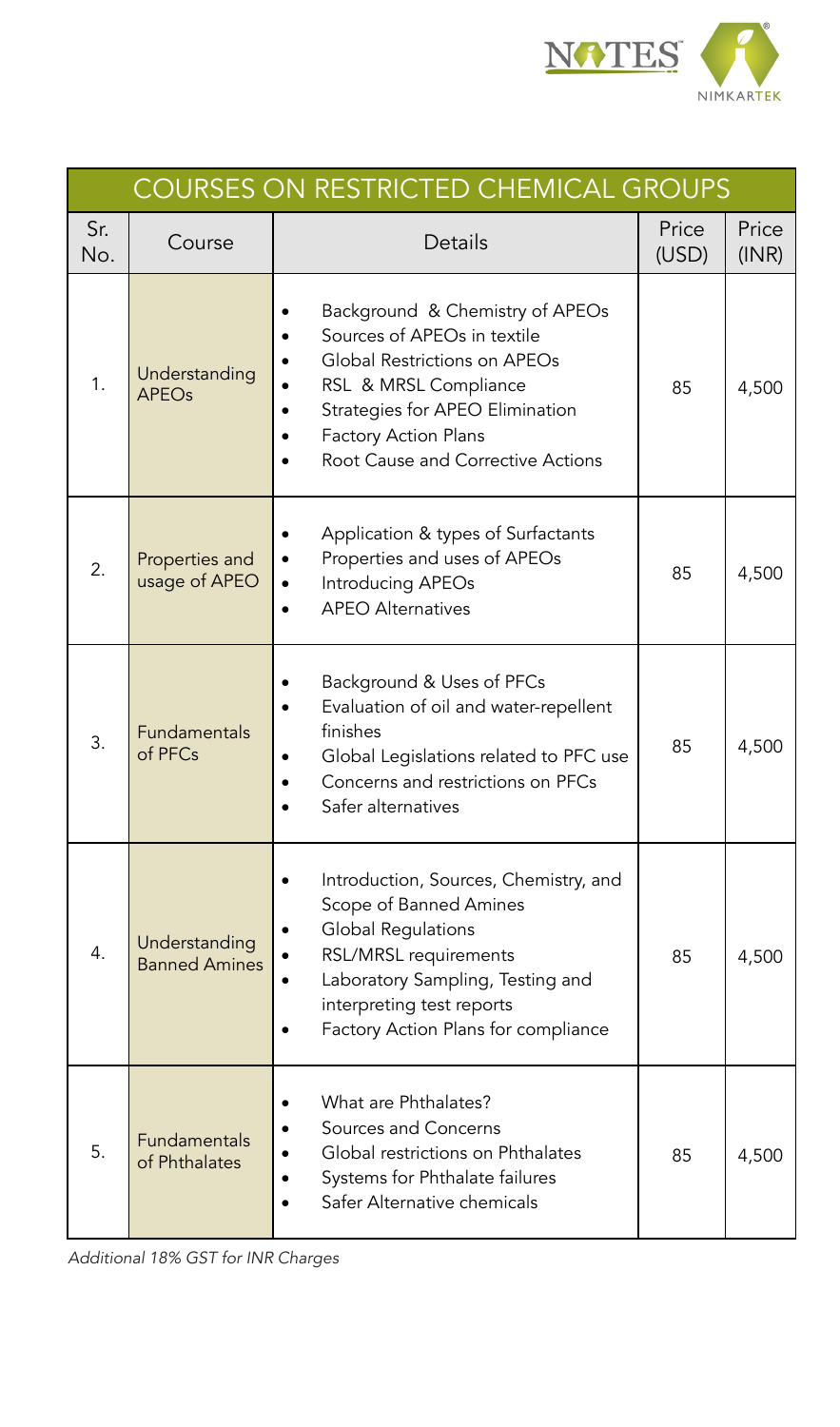| COURSES ON RESTRICTED CHEMICAL GROUPS | | | | |
|---|---|---|---|---|
| Sr. No. | Course | Details | Price (USD) | Price (INR) |
| 1. | Understanding APEOs | • Background & Chemistry of APEOs<br>• Sources of APEOs in textile<br>• Global Restrictions on APEOs<br>• RSL & MRSL Compliance<br>• Strategies for APEO Elimination<br>• Factory Action Plans<br>• Root Cause and Corrective Actions | 85 | 4,500 |
| 2. | Properties and usage of APEO | • Application & types of Surfactants<br>• Properties and uses of APEOs<br>• Introducing APEOs<br>• APEO Alternatives | 85 | 4,500 |
| 3. | Fundamentals of PFCs | • Background & Uses of PFCs<br>• Evaluation of oil and water-repellent finishes<br>• Global Legislations related to PFC use<br>• Concerns and restrictions on PFCs<br>• Safer alternatives | 85 | 4,500 |
| 4. | Understanding Banned Amines | • Introduction, Sources, Chemistry, and Scope of Banned Amines<br>• Global Regulations<br>• RSL/MRSL requirements<br>• Laboratory Sampling, Testing and interpreting test reports<br>• Factory Action Plans for compliance | 85 | 4,500 |
| 5. | Fundamentals of Phthalates | • What are Phthalates?<br>• Sources and Concerns<br>• Global restrictions on Phthalates<br>• Systems for Phthalate failures<br>• Safer Alternative chemicals | 85 | 4,500 |

*Additional 18% GST for INR Charges*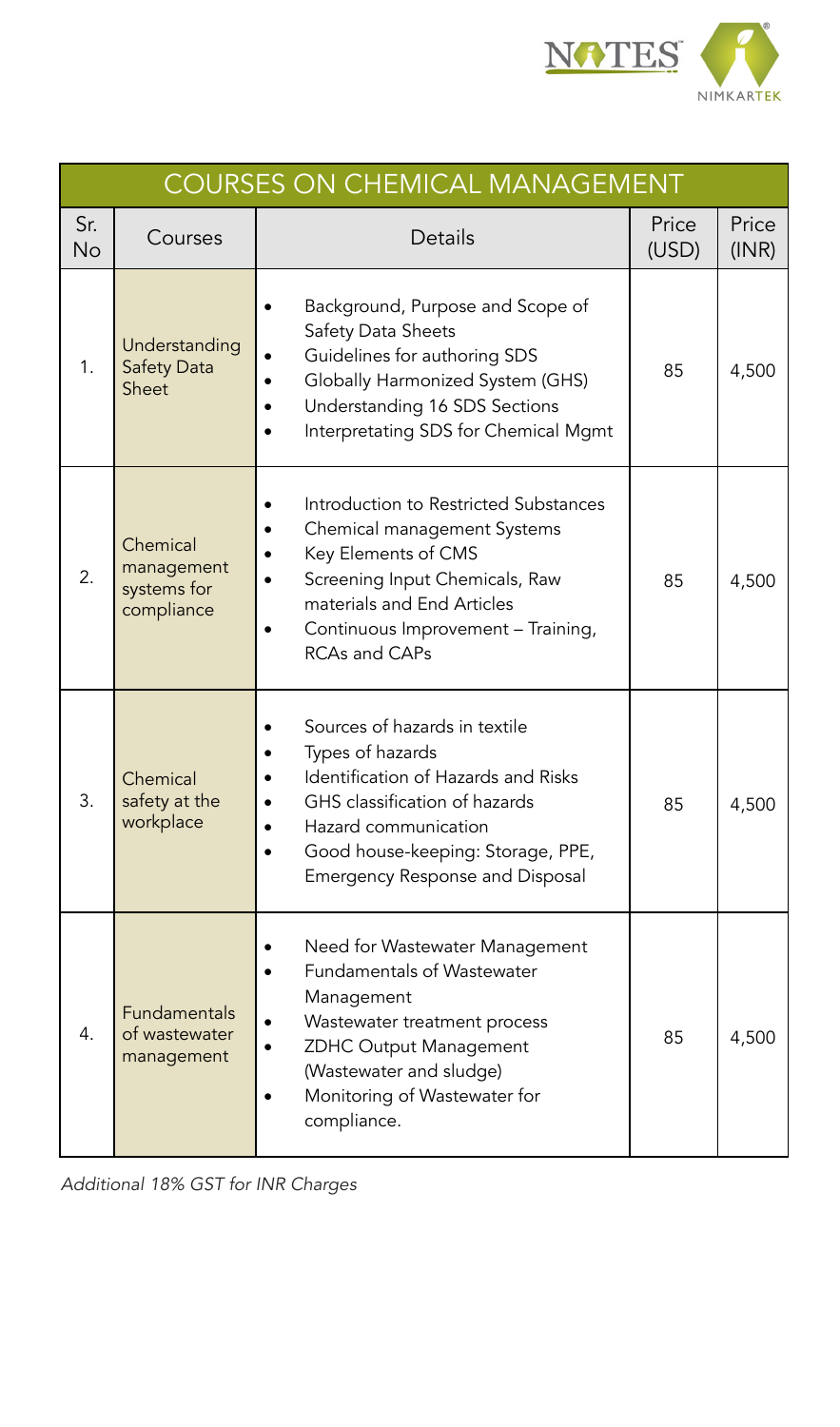| COURSES ON CHEMICAL MANAGEMENT | | | | |
|---|---|---|---|---|
| Sr. No | Courses | Details | Price (USD) | Price (INR) |
| 1. | Understanding Safety Data Sheet | • Background, Purpose and Scope of Safety Data Sheets<br>• Guidelines for authoring SDS<br>• Globally Harmonized System (GHS)<br>• Understanding 16 SDS Sections<br>• Interpretating SDS for Chemical Mgmt | 85 | 4,500 |
| 2. | Chemical management systems for compliance | • Introduction to Restricted Substances<br>• Chemical management Systems<br>• Key Elements of CMS<br>• Screening Input Chemicals, Raw materials and End Articles<br>• Continuous Improvement – Training, RCAs and CAPs | 85 | 4,500 |
| 3. | Chemical safety at the workplace | • Sources of hazards in textile<br>• Types of hazards<br>• Identification of Hazards and Risks<br>• GHS classification of hazards<br>• Hazard communication<br>• Good house-keeping: Storage, PPE, Emergency Response and Disposal | 85 | 4,500 |
| 4. | Fundamentals of wastewater management | • Need for Wastewater Management<br>• Fundamentals of Wastewater Management<br>• Wastewater treatment process<br>• ZDHC Output Management (Wastewater and sludge)<br>• Monitoring of Wastewater for compliance. | 85 | 4,500 |

*Additional 18% GST for INR Charges*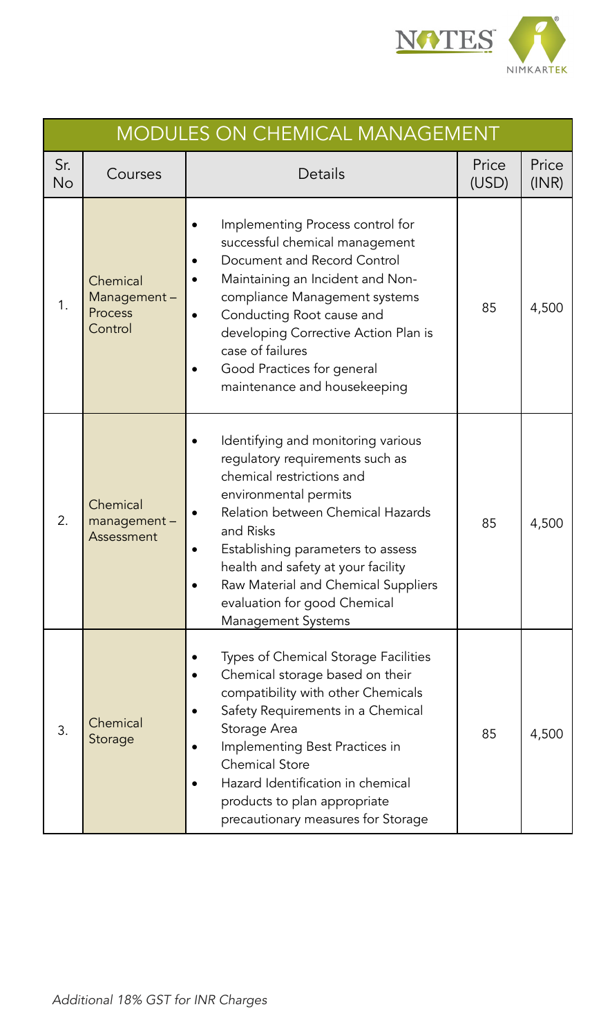## MODULES ON CHEMICAL MANAGEMENT

| Sr. No | Courses | Details | Price (USD) | Price (INR) |
|---|---|---|---|---|
| 1. | Chemical Management – Process Control | • Implementing Process control for successful chemical management<br>• Document and Record Control<br>• Maintaining an Incident and Non-compliance Management systems<br>• Conducting Root cause and developing Corrective Action Plan is case of failures<br>• Good Practices for general maintenance and housekeeping | 85 | 4,500 |
| 2. | Chemical management – Assessment | • Identifying and monitoring various regulatory requirements such as chemical restrictions and environmental permits<br>• Relation between Chemical Hazards and Risks<br>• Establishing parameters to assess health and safety at your facility<br>• Raw Material and Chemical Suppliers evaluation for good Chemical Management Systems | 85 | 4,500 |
| 3. | Chemical Storage | • Types of Chemical Storage Facilities<br>• Chemical storage based on their compatibility with other Chemicals<br>• Safety Requirements in a Chemical Storage Area<br>• Implementing Best Practices in Chemical Store<br>• Hazard Identification in chemical products to plan appropriate precautionary measures for Storage | 85 | 4,500 |

*Additional 18% GST for INR Charges*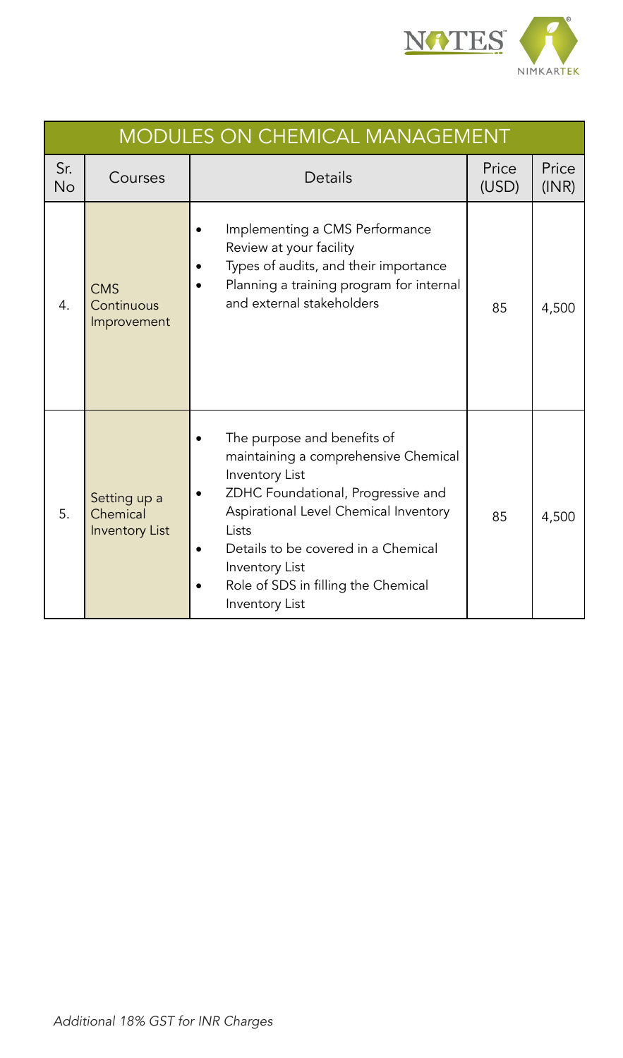| MODULES ON CHEMICAL MANAGEMENT | | | | |
|---|---|---|---|---|
| Sr. No | Courses | Details | Price (USD) | Price (INR) |
| 4. | CMS Continuous Improvement | • Implementing a CMS Performance Review at your facility<br>• Types of audits, and their importance<br>• Planning a training program for internal and external stakeholders | 85 | 4,500 |
| 5. | Setting up a Chemical Inventory List | • The purpose and benefits of maintaining a comprehensive Chemical Inventory List<br>• ZDHC Foundational, Progressive and Aspirational Level Chemical Inventory Lists<br>• Details to be covered in a Chemical Inventory List<br>• Role of SDS in filling the Chemical Inventory List | 85 | 4,500 |

*Additional 18% GST for INR Charges*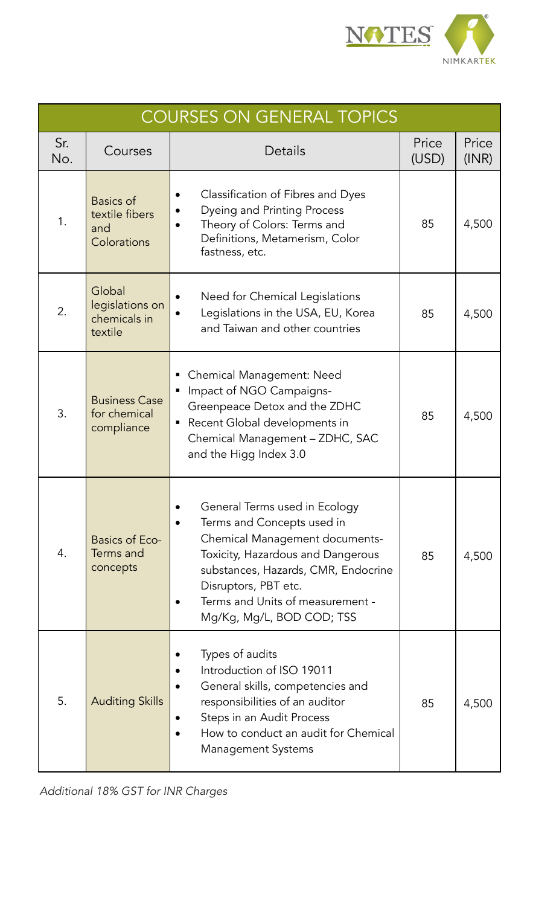| COURSES ON GENERAL TOPICS | | | | |
|---|---|---|---|---|
| Sr. No. | Courses | Details | Price (USD) | Price (INR) |
| 1. | Basics of textile fibers and Colorations | • Classification of Fibres and Dyes<br>• Dyeing and Printing Process<br>• Theory of Colors: Terms and Definitions, Metamerism, Color fastness, etc. | 85 | 4,500 |
| 2. | Global legislations on chemicals in textile | • Need for Chemical Legislations<br>• Legislations in the USA, EU, Korea and Taiwan and other countries | 85 | 4,500 |
| 3. | Business Case for chemical compliance | ▪ Chemical Management: Need<br>▪ Impact of NGO Campaigns- Greenpeace Detox and the ZDHC<br>▪ Recent Global developments in Chemical Management – ZDHC, SAC and the Higg Index 3.0 | 85 | 4,500 |
| 4. | Basics of Eco-Terms and concepts | • General Terms used in Ecology<br>• Terms and Concepts used in Chemical Management documents- Toxicity, Hazardous and Dangerous substances, Hazards, CMR, Endocrine Disruptors, PBT etc.<br>• Terms and Units of measurement - Mg/Kg, Mg/L, BOD COD; TSS | 85 | 4,500 |
| 5. | Auditing Skills | • Types of audits<br>• Introduction of ISO 19011<br>• General skills, competencies and responsibilities of an auditor<br>• Steps in an Audit Process<br>• How to conduct an audit for Chemical Management Systems | 85 | 4,500 |

*Additional 18% GST for INR Charges*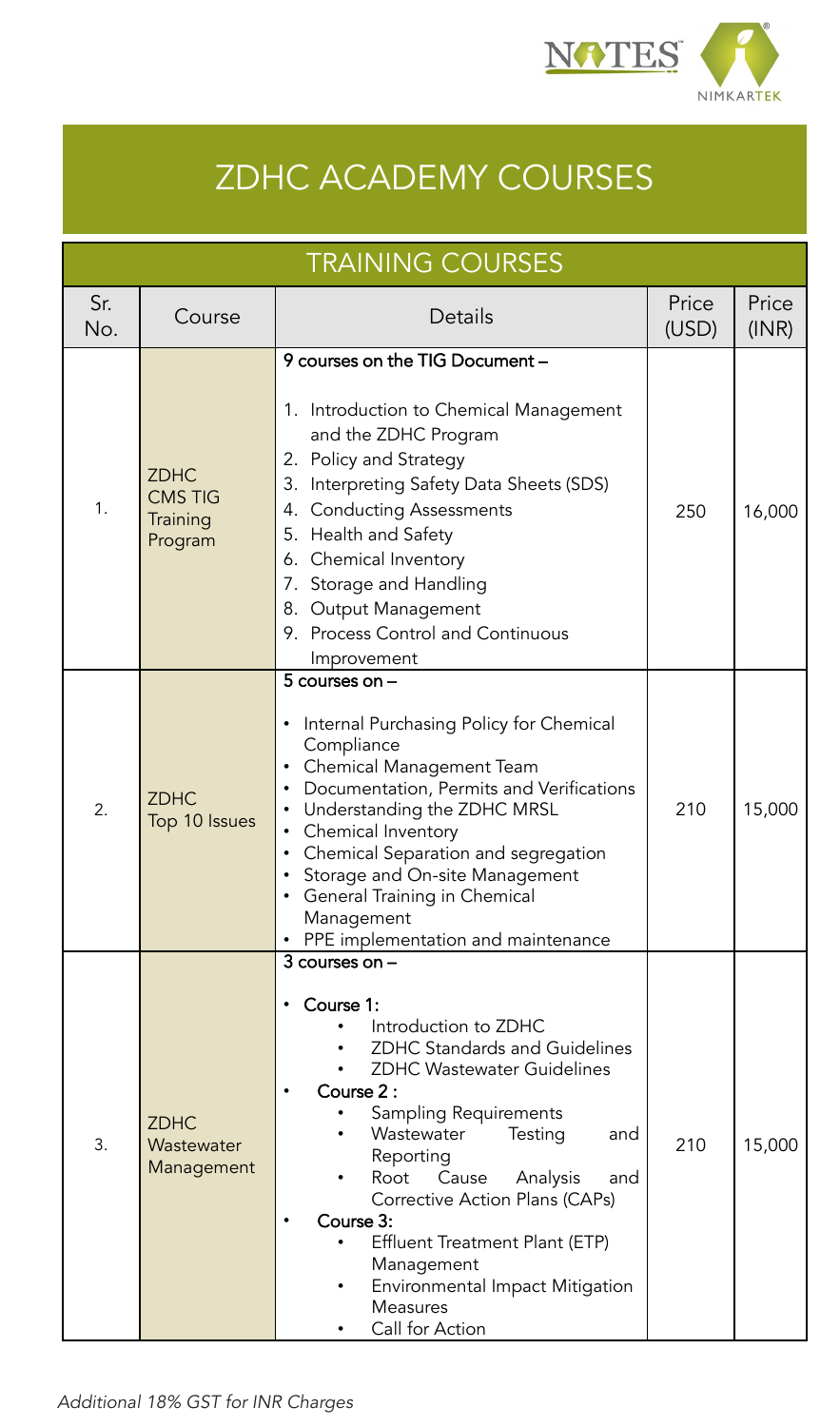# ZDHC ACADEMY COURSES

## TRAINING COURSES

| Sr. No. | Course | Details | Price (USD) | Price (INR) |
|---|---|---|---|---|
| 1. | ZDHC CMS TIG Training Program | 9 courses on the TIG Document – <br><br> 1. Introduction to Chemical Management and the ZDHC Program <br> 2. Policy and Strategy <br> 3. Interpreting Safety Data Sheets (SDS) <br> 4. Conducting Assessments <br> 5. Health and Safety <br> 6. Chemical Inventory <br> 7. Storage and Handling <br> 8. Output Management <br> 9. Process Control and Continuous Improvement | 250 | 16,000 |
| 2. | ZDHC Top 10 Issues | 5 courses on – <br><br> • Internal Purchasing Policy for Chemical Compliance <br> • Chemical Management Team <br> • Documentation, Permits and Verifications <br> • Understanding the ZDHC MRSL <br> • Chemical Inventory <br> • Chemical Separation and segregation <br> • Storage and On-site Management <br> • General Training in Chemical Management <br> • PPE implementation and maintenance | 210 | 15,000 |
| 3. | ZDHC Wastewater Management | 3 courses on – <br><br> • Course 1: <br> ◦ Introduction to ZDHC <br> ◦ ZDHC Standards and Guidelines <br> ◦ ZDHC Wastewater Guidelines <br> • Course 2 : <br> ◦ Sampling Requirements <br> ◦ Wastewater Testing and Reporting <br> ◦ Root Cause Analysis and Corrective Action Plans (CAPs) <br> • Course 3: <br> ◦ Effluent Treatment Plant (ETP) Management <br> ◦ Environmental Impact Mitigation Measures <br> ◦ Call for Action | 210 | 15,000 |

*Additional 18% GST for INR Charges*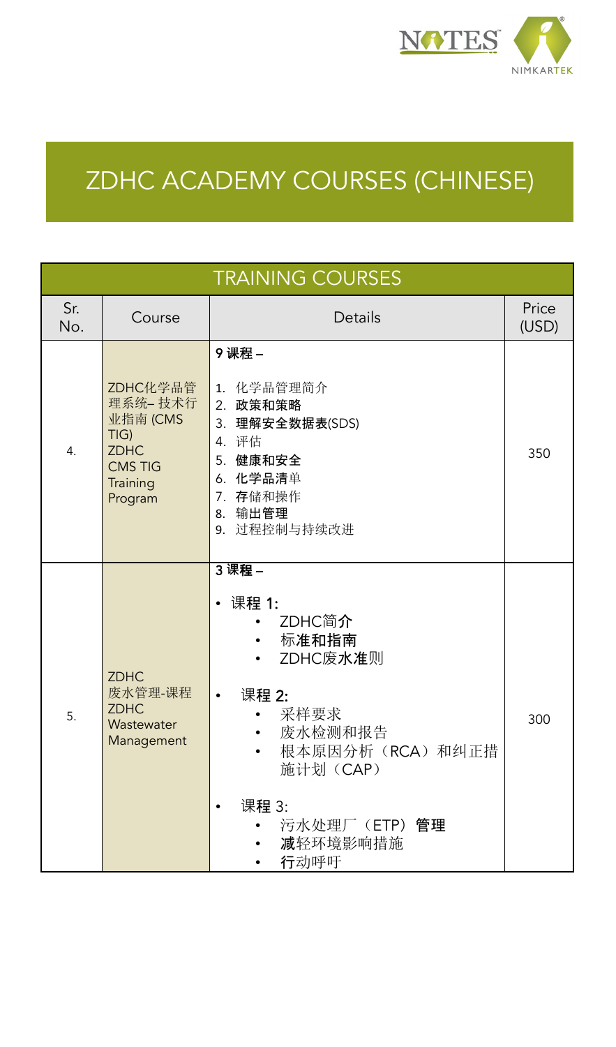# ZDHC ACADEMY COURSES (CHINESE)

| TRAINING COURSES | | | |
|---|---|---|---|
| Sr. No. | Course | Details | Price (USD) |
| 4. | ZDHC化学品管理系统– 技术行业指南 (CMS TIG) ZDHC CMS TIG Training Program | 9 课程 – <br><br> 1. 化学品管理简介<br>2. 政策和策略<br>3. 理解安全数据表(SDS)<br>4. 评估<br>5. 健康和安全<br>6. 化学品清单<br>7. 存储和操作<br>8. 输出管理<br>9. 过程控制与持续改进 | 350 |
| 5. | ZDHC 废水管理-课程 ZDHC Wastewater Management | 3 课程 – <br><br> • 课程 1:<br>  • ZDHC简介<br>  • 标准和指南<br>  • ZDHC废水准则<br><br> • 课程 2:<br>  • 采样要求<br>  • 废水检测和报告<br>  • 根本原因分析（RCA）和纠正措施计划（CAP）<br><br> • 课程 3:<br>  • 污水处理厂（ETP）管理<br>  • 减轻环境影响措施<br>  • 行动呼吁 | 300 |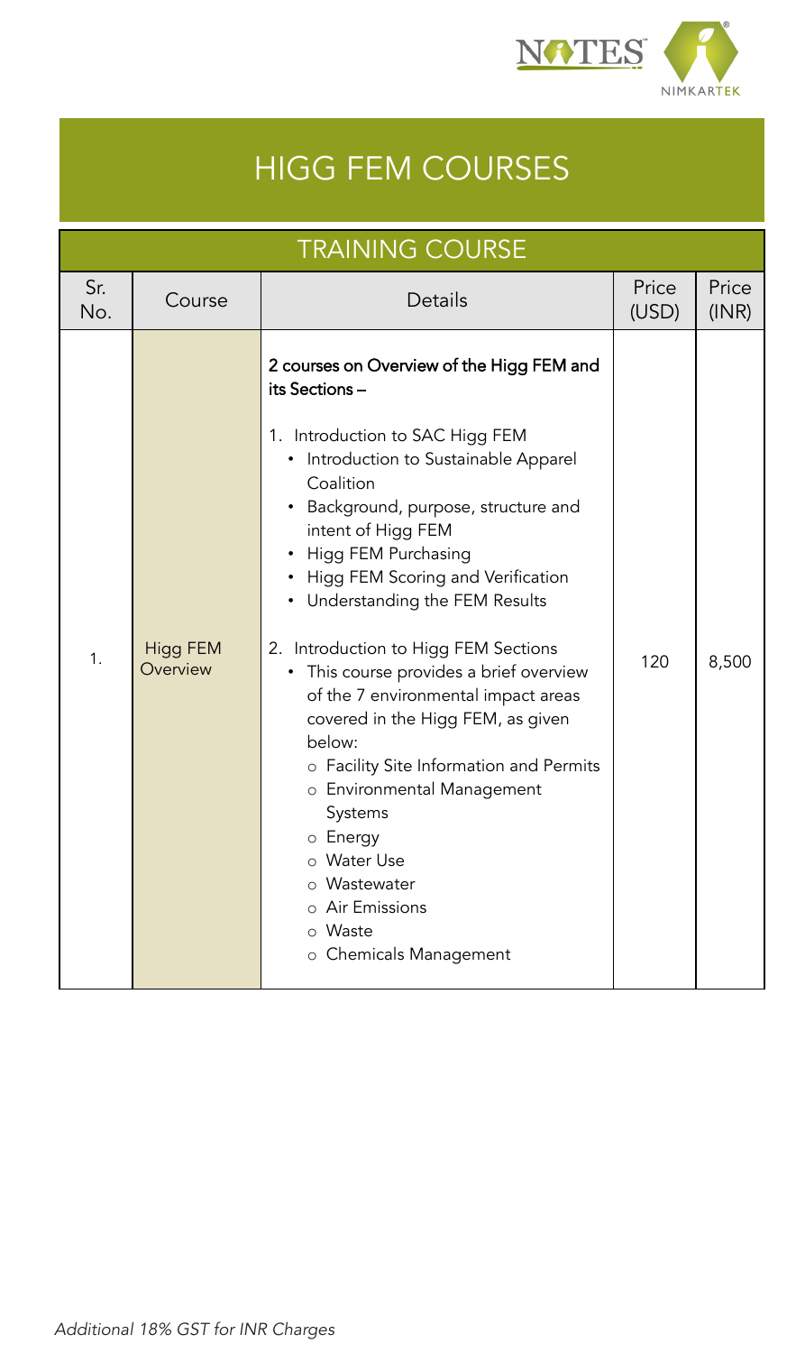# HIGG FEM COURSES

## TRAINING COURSE

| Sr. No. | Course | Details | Price (USD) | Price (INR) |
|---|---|---|---|---|
| 1. | Higg FEM Overview | **2 courses on Overview of the Higg FEM and its Sections –**<br><br>1. Introduction to SAC Higg FEM<br>• Introduction to Sustainable Apparel Coalition<br>• Background, purpose, structure and intent of Higg FEM<br>• Higg FEM Purchasing<br>• Higg FEM Scoring and Verification<br>• Understanding the FEM Results<br><br>2. Introduction to Higg FEM Sections<br>• This course provides a brief overview of the 7 environmental impact areas covered in the Higg FEM, as given below:<br>○ Facility Site Information and Permits<br>○ Environmental Management Systems<br>○ Energy<br>○ Water Use<br>○ Wastewater<br>○ Air Emissions<br>○ Waste<br>○ Chemicals Management | 120 | 8,500 |

*Additional 18% GST for INR Charges*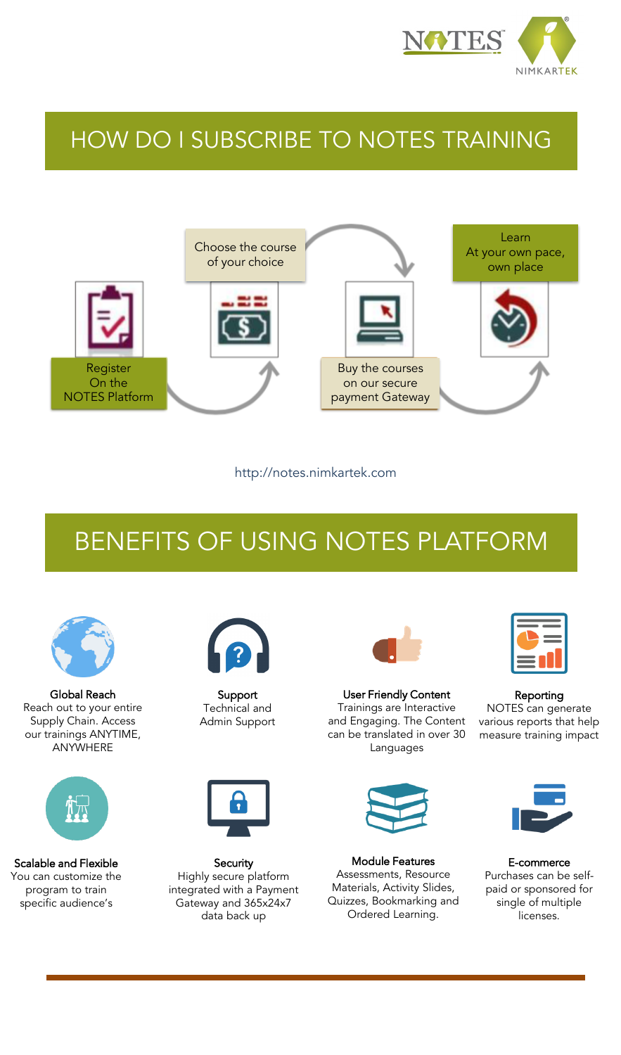## HOW DO I SUBSCRIBE TO NOTES TRAINING

1. Register On the NOTES Platform
2. Choose the course of your choice
3. Buy the courses on our secure payment Gateway
4. Learn At your own pace, own place

http://notes.nimkartek.com

## BENEFITS OF USING NOTES PLATFORM

**Global Reach**
Reach out to your entire Supply Chain. Access our trainings ANYTIME, ANYWHERE

**Support**
Technical and Admin Support

**User Friendly Content**
Trainings are Interactive and Engaging. The Content can be translated in over 30 Languages

**Reporting**
NOTES can generate various reports that help measure training impact

**Scalable and Flexible**
You can customize the program to train specific audience's

**Security**
Highly secure platform integrated with a Payment Gateway and 365x24x7 data back up

**Module Features**
Assessments, Resource Materials, Activity Slides, Quizzes, Bookmarking and Ordered Learning.

**E-commerce**
Purchases can be self-paid or sponsored for single of multiple licenses.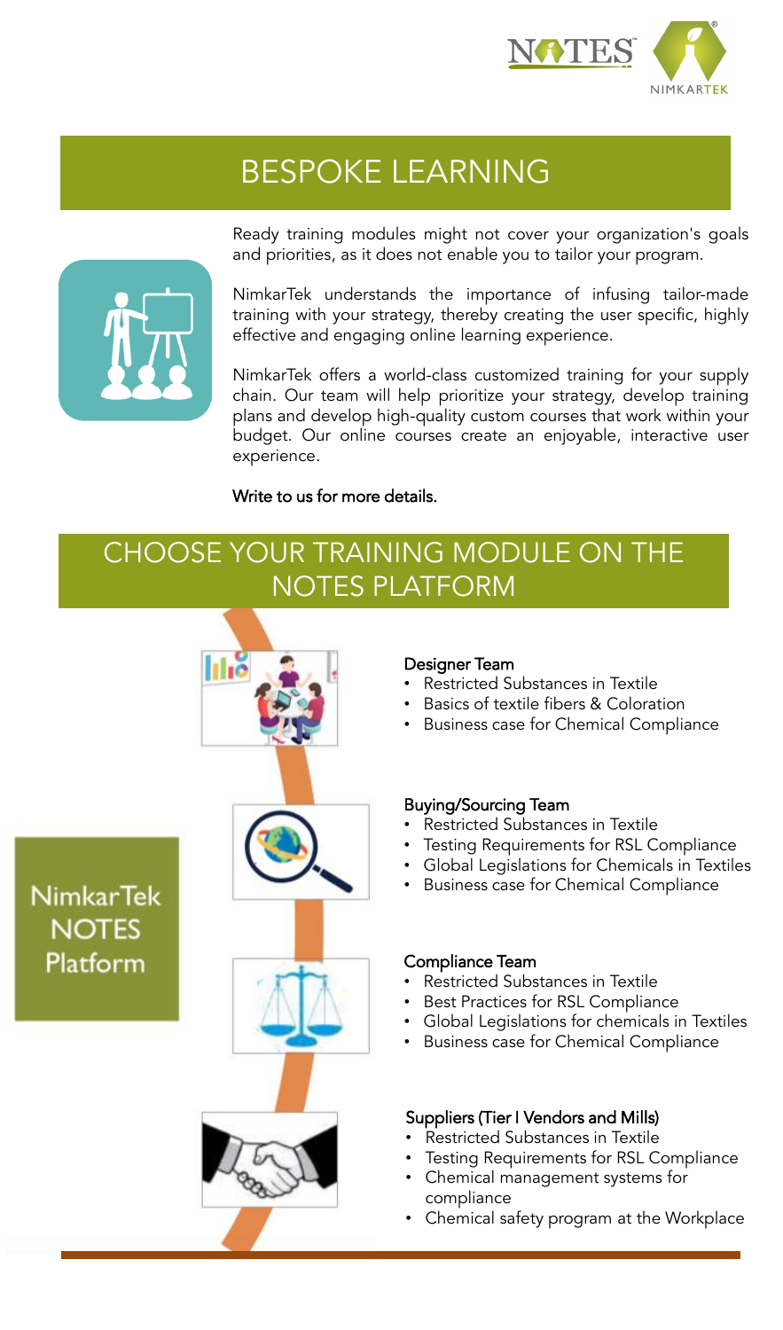# BESPOKE LEARNING

Ready training modules might not cover your organization's goals and priorities, as it does not enable you to tailor your program.

NimkarTek understands the importance of infusing tailor-made training with your strategy, thereby creating the user specific, highly effective and engaging online learning experience.

NimkarTek offers a world-class customized training for your supply chain. Our team will help prioritize your strategy, develop training plans and develop high-quality custom courses that work within your budget. Our online courses create an enjoyable, interactive user experience.

Write to us for more details.

# CHOOSE YOUR TRAINING MODULE ON THE NOTES PLATFORM

NimkarTek NOTES Platform

**Designer Team**

- Restricted Substances in Textile
- Basics of textile fibers & Coloration
- Business case for Chemical Compliance

**Buying/Sourcing Team**

- Restricted Substances in Textile
- Testing Requirements for RSL Compliance
- Global Legislations for Chemicals in Textiles
- Business case for Chemical Compliance

**Compliance Team**

- Restricted Substances in Textile
- Best Practices for RSL Compliance
- Global Legislations for chemicals in Textiles
- Business case for Chemical Compliance

**Suppliers (Tier I Vendors and Mills)**

- Restricted Substances in Textile
- Testing Requirements for RSL Compliance
- Chemical management systems for compliance
- Chemical safety program at the Workplace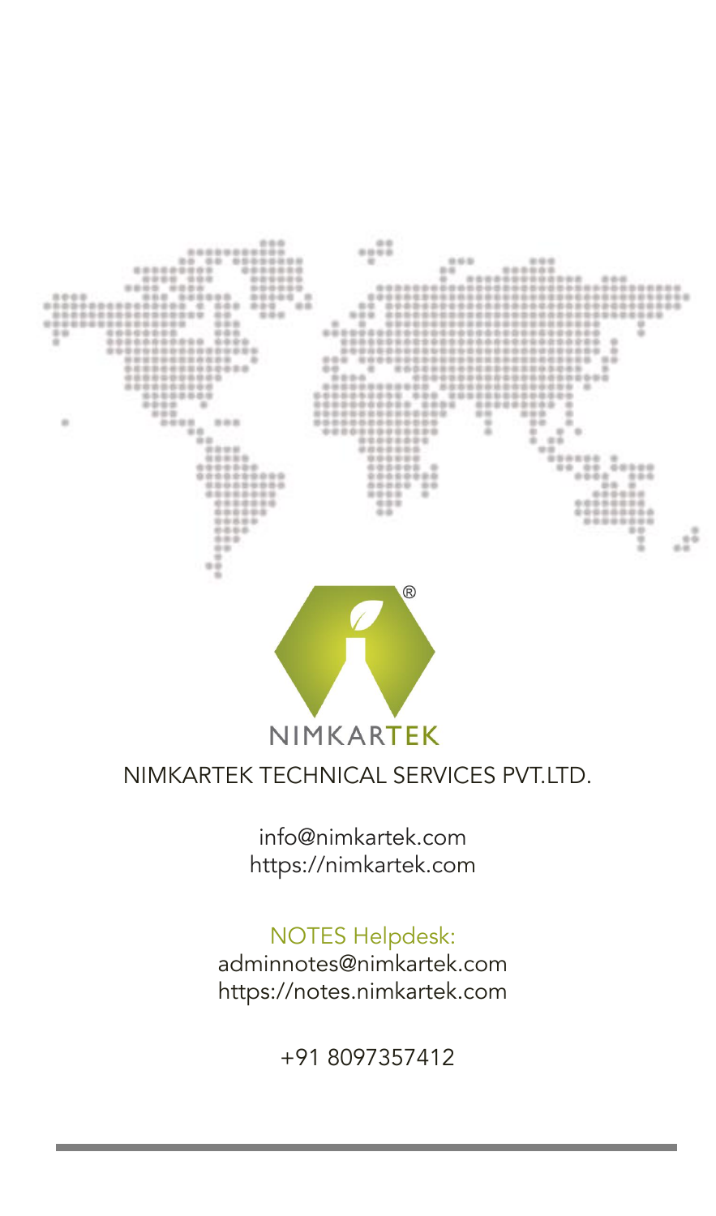NIMKARTEK

NIMKARTEK TECHNICAL SERVICES PVT.LTD.

info@nimkartek.com
https://nimkartek.com

NOTES Helpdesk:
adminnotes@nimkartek.com
https://notes.nimkartek.com

+91 8097357412